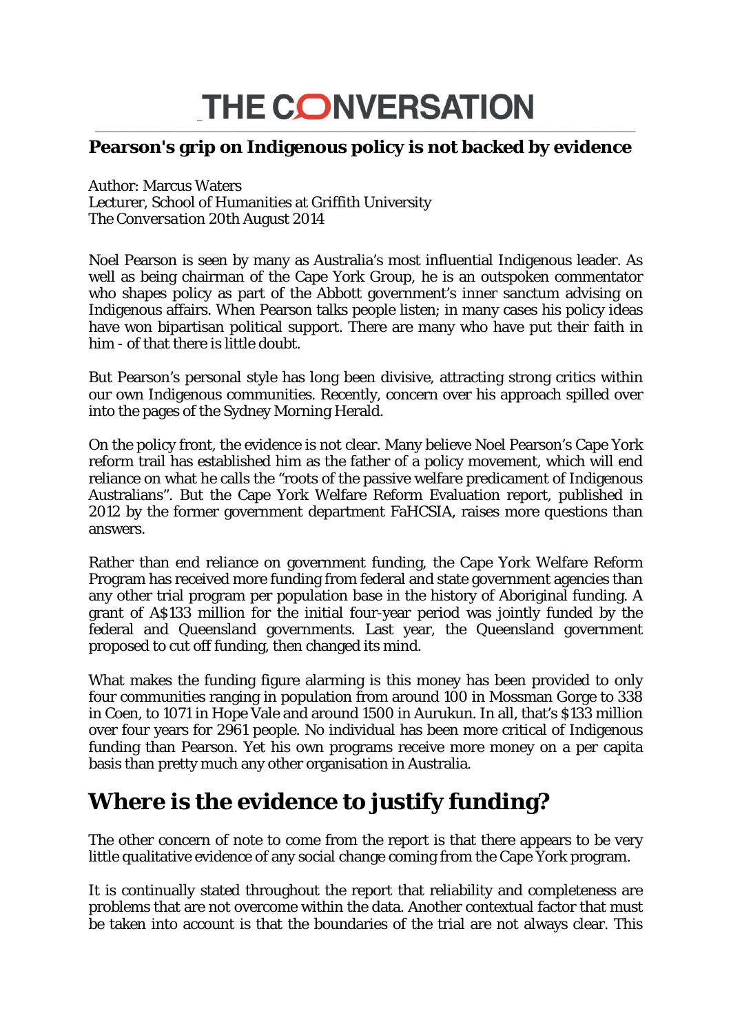# THE CONVERSATION

## Pearson's grip on Indigenous policy is not backed by evidence

Author: Marcus Waters
Lecturer, School of Humanities at Griffith University
*The Conversation* 20th August 2014

Noel Pearson is seen by many as Australia's most influential Indigenous leader. As well as being chairman of the Cape York Group, he is an outspoken commentator who shapes policy as part of the Abbott government's inner sanctum advising on Indigenous affairs. When Pearson talks people listen; in many cases his policy ideas have won bipartisan political support. There are many who have put their faith in him - of that there is little doubt.

But Pearson's personal style has long been divisive, attracting strong critics within our own Indigenous communities. Recently, concern over his approach spilled over into the pages of the Sydney Morning Herald.

On the policy front, the evidence is not clear. Many believe Noel Pearson's Cape York reform trail has established him as the father of a policy movement, which will end reliance on what he calls the "roots of the passive welfare predicament of Indigenous Australians". But the Cape York Welfare Reform Evaluation report, published in 2012 by the former government department FaHCSIA, raises more questions than answers.

Rather than end reliance on government funding, the Cape York Welfare Reform Program has received more funding from federal and state government agencies than any other trial program per population base in the history of Aboriginal funding. A grant of A$133 million for the initial four-year period was jointly funded by the federal and Queensland governments. Last year, the Queensland government proposed to cut off funding, then changed its mind.

What makes the funding figure alarming is this money has been provided to only four communities ranging in population from around 100 in Mossman Gorge to 338 in Coen, to 1071 in Hope Vale and around 1500 in Aurukun. In all, that's $133 million over four years for 2961 people. No individual has been more critical of Indigenous funding than Pearson. Yet his own programs receive more money on a per capita basis than pretty much any other organisation in Australia.

## Where is the evidence to justify funding?

The other concern of note to come from the report is that there appears to be very little qualitative evidence of any social change coming from the Cape York program.

It is continually stated throughout the report that reliability and completeness are problems that are not overcome within the data. Another contextual factor that must be taken into account is that the boundaries of the trial are not always clear. This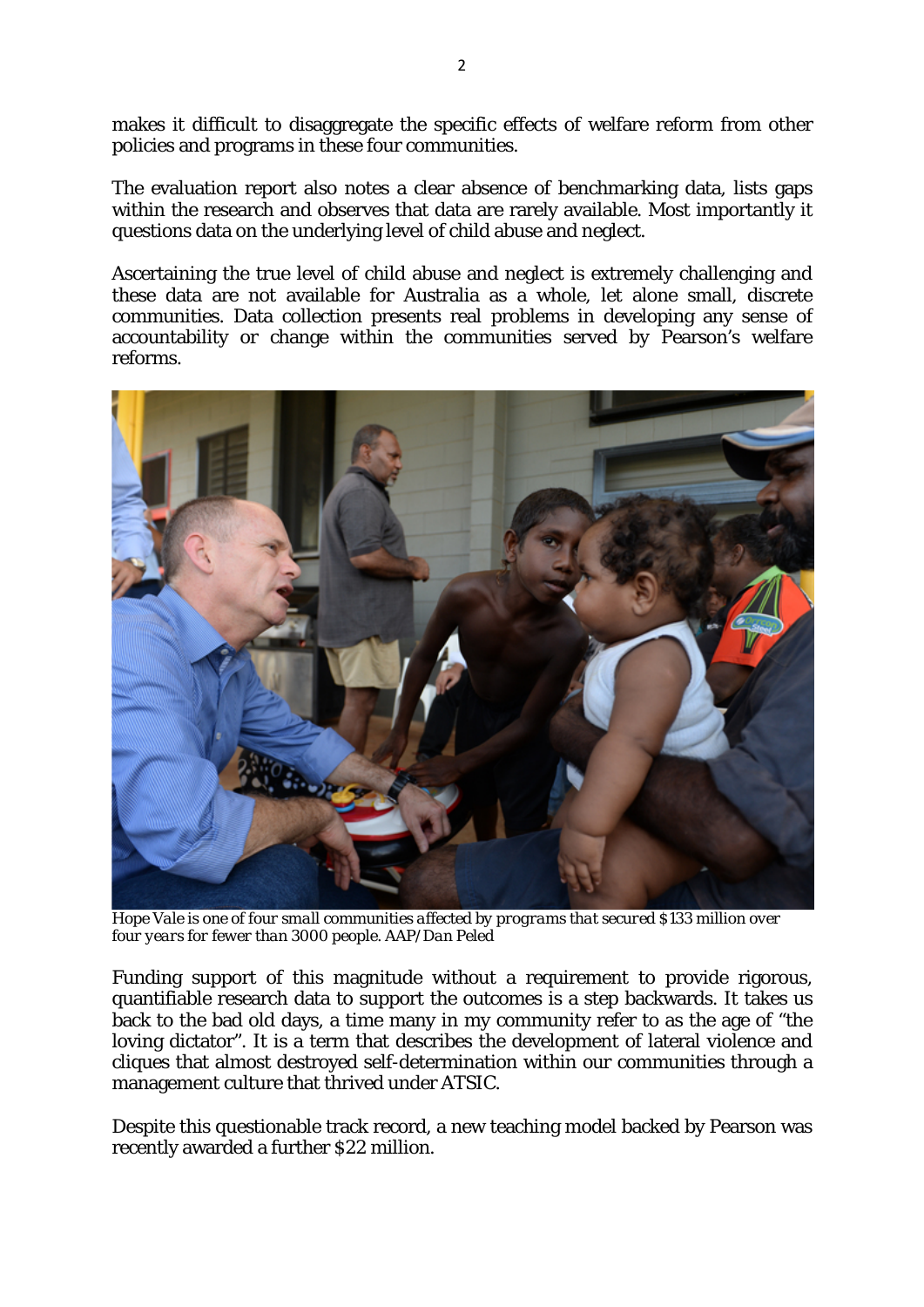makes it difficult to disaggregate the specific effects of welfare reform from other policies and programs in these four communities.

The evaluation report also notes a clear absence of benchmarking data, lists gaps within the research and observes that data are rarely available. Most importantly it questions data on the underlying level of child abuse and neglect.

Ascertaining the true level of child abuse and neglect is extremely challenging and these data are not available for Australia as a whole, let alone small, discrete communities. Data collection presents real problems in developing any sense of accountability or change within the communities served by Pearson's welfare reforms.

*Hope Vale is one of four small communities affected by programs that secured $133 million over four years for fewer than 3000 people. AAP/Dan Peled*

Funding support of this magnitude without a requirement to provide rigorous, quantifiable research data to support the outcomes is a step backwards. It takes us back to the bad old days, a time many in my community refer to as the age of "the loving dictator". It is a term that describes the development of lateral violence and cliques that almost destroyed self-determination within our communities through a management culture that thrived under ATSIC.

Despite this questionable track record, a new teaching model backed by Pearson was recently awarded a further $22 million.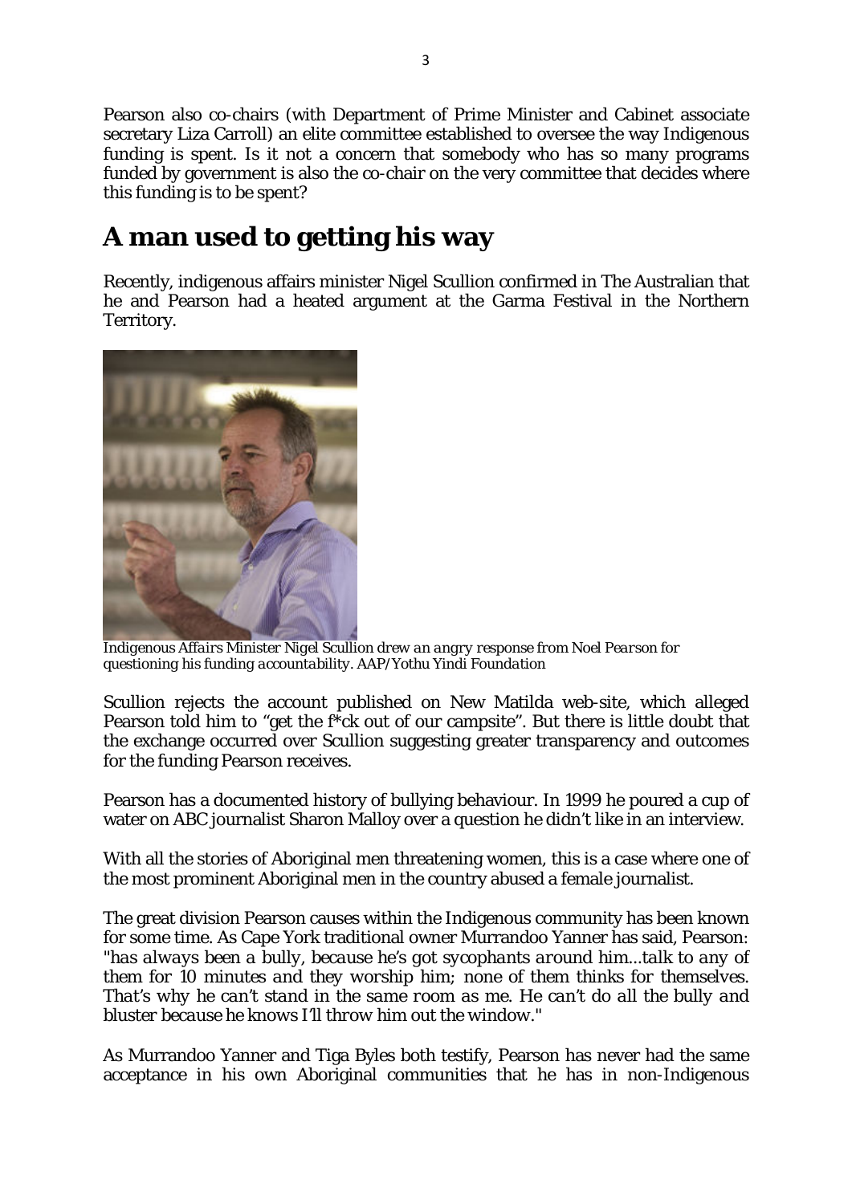Pearson also co-chairs (with Department of Prime Minister and Cabinet associate secretary Liza Carroll) an elite committee established to oversee the way Indigenous funding is spent. Is it not a concern that somebody who has so many programs funded by government is also the co-chair on the very committee that decides where this funding is to be spent?

## A man used to getting his way

Recently, indigenous affairs minister Nigel Scullion confirmed in The Australian that he and Pearson had a heated argument at the Garma Festival in the Northern Territory.

*Indigenous Affairs Minister Nigel Scullion drew an angry response from Noel Pearson for questioning his funding accountability. AAP/Yothu Yindi Foundation*

Scullion rejects the account published on New Matilda web-site, which alleged Pearson told him to "get the f*ck out of our campsite". But there is little doubt that the exchange occurred over Scullion suggesting greater transparency and outcomes for the funding Pearson receives.

Pearson has a documented history of bullying behaviour. In 1999 he poured a cup of water on ABC journalist Sharon Malloy over a question he didn't like in an interview.

With all the stories of Aboriginal men threatening women, this is a case where one of the most prominent Aboriginal men in the country abused a female journalist.

The great division Pearson causes within the Indigenous community has been known for some time. As Cape York traditional owner Murrandoo Yanner has said, Pearson: *"has always been a bully, because he's got sycophants around him...talk to any of them for 10 minutes and they worship him; none of them thinks for themselves. That's why he can't stand in the same room as me. He can't do all the bully and bluster because he knows I'll throw him out the window."*

As Murrandoo Yanner and Tiga Byles both testify, Pearson has never had the same acceptance in his own Aboriginal communities that he has in non-Indigenous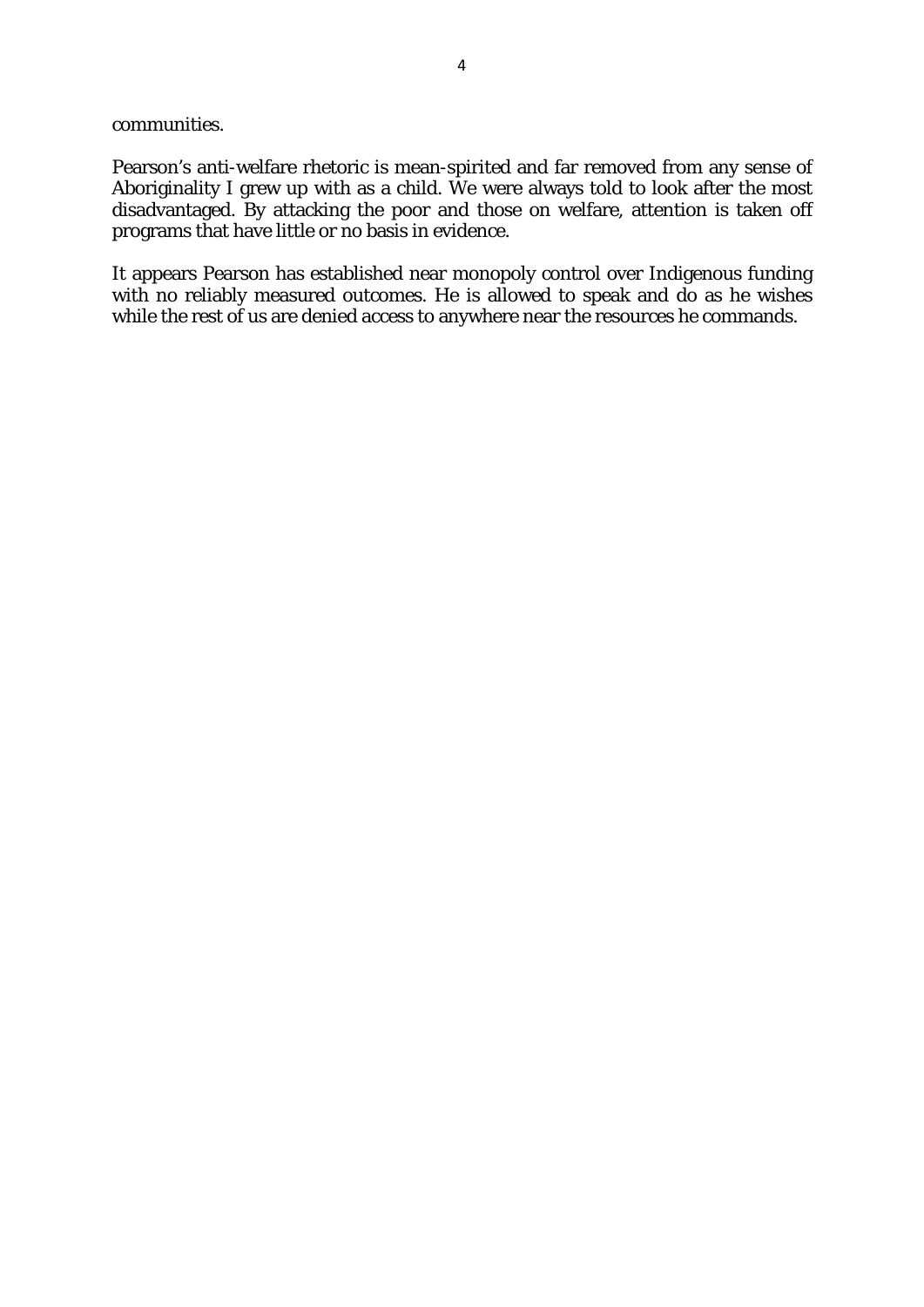communities.

Pearson's anti-welfare rhetoric is mean-spirited and far removed from any sense of Aboriginality I grew up with as a child. We were always told to look after the most disadvantaged. By attacking the poor and those on welfare, attention is taken off programs that have little or no basis in evidence.

It appears Pearson has established near monopoly control over Indigenous funding with no reliably measured outcomes. He is allowed to speak and do as he wishes while the rest of us are denied access to anywhere near the resources he commands.